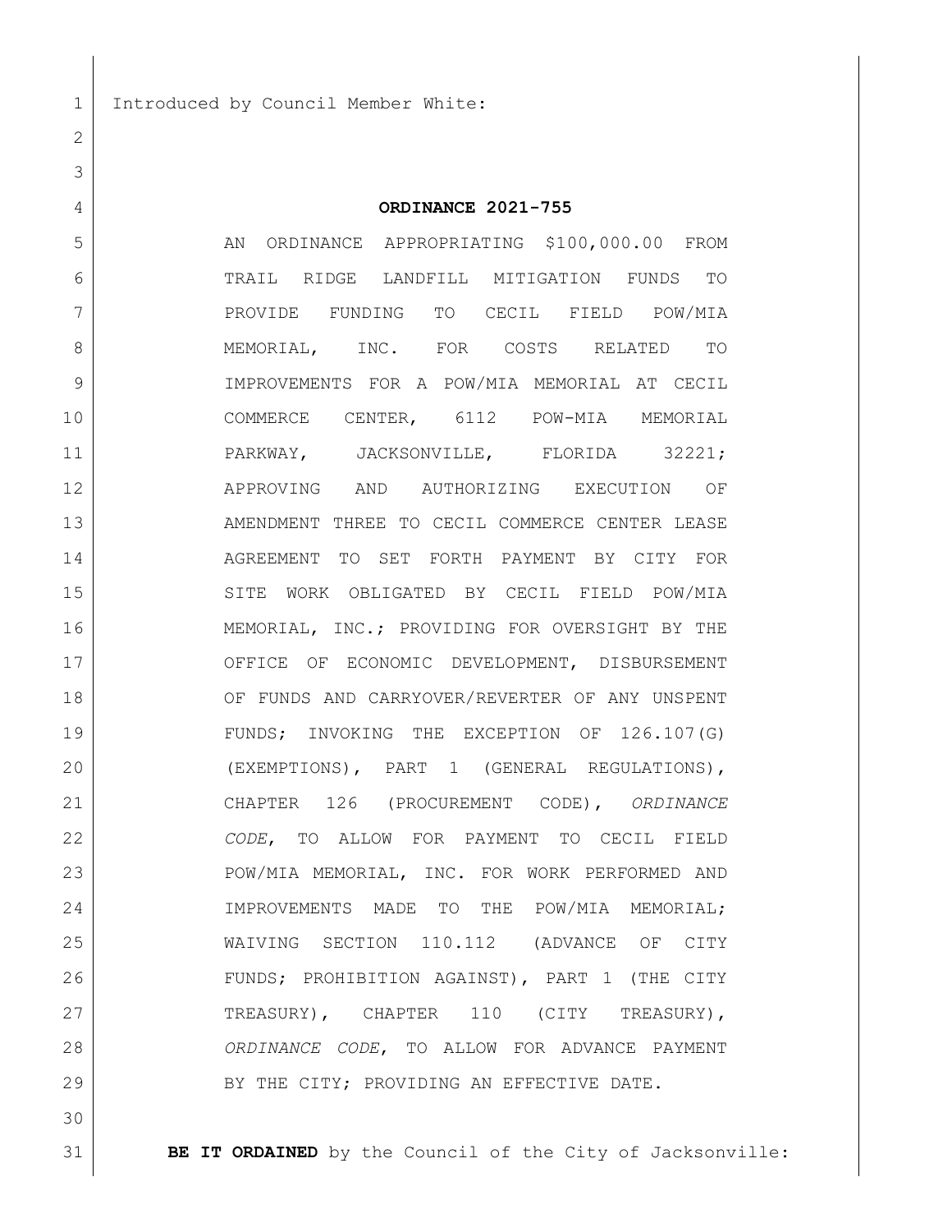Introduced by Council Member White:

**ORDINANCE 2021-755**

AN ORDINANCE APPROPRIATING $100,000.00 FROM TRAIL RIDGE LANDFILL MITIGATION FUNDS TO PROVIDE FUNDING TO CECIL FIELD POW/MIA MEMORIAL, INC. FOR COSTS RELATED TO IMPROVEMENTS FOR A POW/MIA MEMORIAL AT CECIL COMMERCE CENTER, 6112 POW-MIA MEMORIAL PARKWAY, JACKSONVILLE, FLORIDA 32221; APPROVING AND AUTHORIZING EXECUTION OF AMENDMENT THREE TO CECIL COMMERCE CENTER LEASE AGREEMENT TO SET FORTH PAYMENT BY CITY FOR SITE WORK OBLIGATED BY CECIL FIELD POW/MIA MEMORIAL, INC.; PROVIDING FOR OVERSIGHT BY THE OFFICE OF ECONOMIC DEVELOPMENT, DISBURSEMENT OF FUNDS AND CARRYOVER/REVERTER OF ANY UNSPENT FUNDS; INVOKING THE EXCEPTION OF 126.107(G) (EXEMPTIONS), PART 1 (GENERAL REGULATIONS), CHAPTER 126 (PROCUREMENT CODE), *ORDINANCE CODE*, TO ALLOW FOR PAYMENT TO CECIL FIELD POW/MIA MEMORIAL, INC. FOR WORK PERFORMED AND IMPROVEMENTS MADE TO THE POW/MIA MEMORIAL; WAIVING SECTION 110.112 (ADVANCE OF CITY FUNDS; PROHIBITION AGAINST), PART 1 (THE CITY TREASURY), CHAPTER 110 (CITY TREASURY), *ORDINANCE CODE*, TO ALLOW FOR ADVANCE PAYMENT BY THE CITY; PROVIDING AN EFFECTIVE DATE.

**BE IT ORDAINED** by the Council of the City of Jacksonville: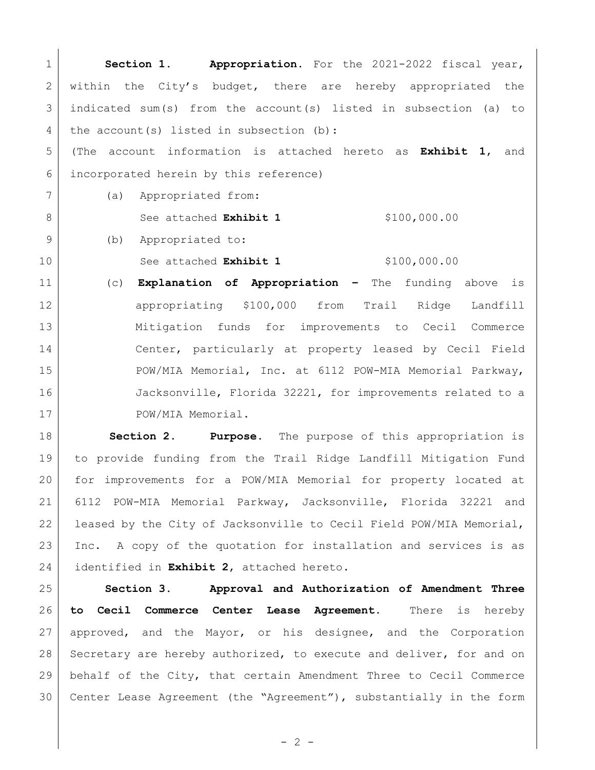**Section 1. Appropriation.** For the 2021-2022 fiscal year, within the City's budget, there are hereby appropriated the indicated sum(s) from the account(s) listed in subsection (a) to the account(s) listed in subsection (b):

(The account information is attached hereto as **Exhibit 1**, and incorporated herein by this reference)

(a) Appropriated from:

See attached **Exhibit 1** $100,000.00

(b) Appropriated to:

See attached **Exhibit 1** $100,000.00

(c) **Explanation of Appropriation –** The funding above is appropriating $100,000 from Trail Ridge Landfill Mitigation funds for improvements to Cecil Commerce Center, particularly at property leased by Cecil Field POW/MIA Memorial, Inc. at 6112 POW-MIA Memorial Parkway, Jacksonville, Florida 32221, for improvements related to a POW/MIA Memorial.

**Section 2. Purpose.** The purpose of this appropriation is to provide funding from the Trail Ridge Landfill Mitigation Fund for improvements for a POW/MIA Memorial for property located at 6112 POW-MIA Memorial Parkway, Jacksonville, Florida 32221 and leased by the City of Jacksonville to Cecil Field POW/MIA Memorial, Inc. A copy of the quotation for installation and services is as identified in **Exhibit 2**, attached hereto.

**Section 3. Approval and Authorization of Amendment Three to Cecil Commerce Center Lease Agreement.** There is hereby approved, and the Mayor, or his designee, and the Corporation Secretary are hereby authorized, to execute and deliver, for and on behalf of the City, that certain Amendment Three to Cecil Commerce Center Lease Agreement (the "Agreement"), substantially in the form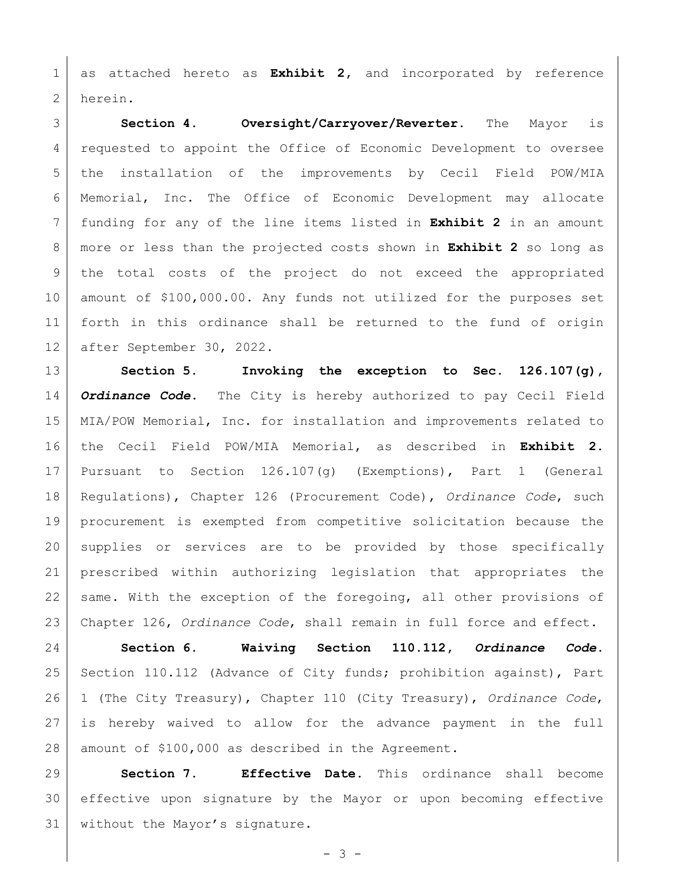as attached hereto as **Exhibit 2**, and incorporated by reference herein.

**Section 4. Oversight/Carryover/Reverter.** The Mayor is requested to appoint the Office of Economic Development to oversee the installation of the improvements by Cecil Field POW/MIA Memorial, Inc. The Office of Economic Development may allocate funding for any of the line items listed in **Exhibit 2** in an amount more or less than the projected costs shown in **Exhibit 2** so long as the total costs of the project do not exceed the appropriated amount of $100,000.00. Any funds not utilized for the purposes set forth in this ordinance shall be returned to the fund of origin after September 30, 2022.

**Section 5. Invoking the exception to Sec. 126.107(g),** ***Ordinance Code*.** The City is hereby authorized to pay Cecil Field MIA/POW Memorial, Inc. for installation and improvements related to the Cecil Field POW/MIA Memorial, as described in **Exhibit 2.** Pursuant to Section 126.107(g) (Exemptions), Part 1 (General Regulations), Chapter 126 (Procurement Code), *Ordinance Code*, such procurement is exempted from competitive solicitation because the supplies or services are to be provided by those specifically prescribed within authorizing legislation that appropriates the same. With the exception of the foregoing, all other provisions of Chapter 126, *Ordinance Code*, shall remain in full force and effect.

**Section 6. Waiving Section 110.112,** ***Ordinance Code*.** Section 110.112 (Advance of City funds; prohibition against), Part 1 (The City Treasury), Chapter 110 (City Treasury), *Ordinance Code*, is hereby waived to allow for the advance payment in the full amount of $100,000 as described in the Agreement.

**Section 7. Effective Date.** This ordinance shall become effective upon signature by the Mayor or upon becoming effective without the Mayor's signature.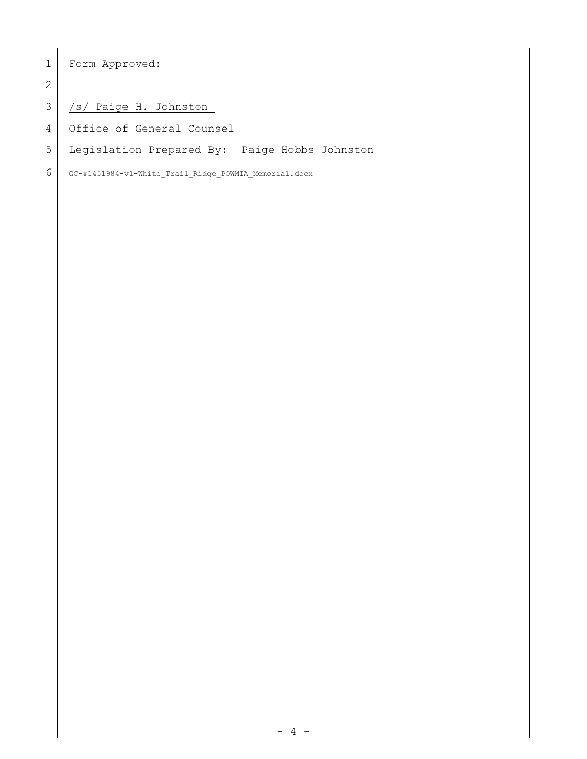Form Approved:

/s/ Paige H. Johnston

Office of General Counsel

Legislation Prepared By: Paige Hobbs Johnston

GC-#1451984-v1-White_Trail_Ridge_POWMIA_Memorial.docx